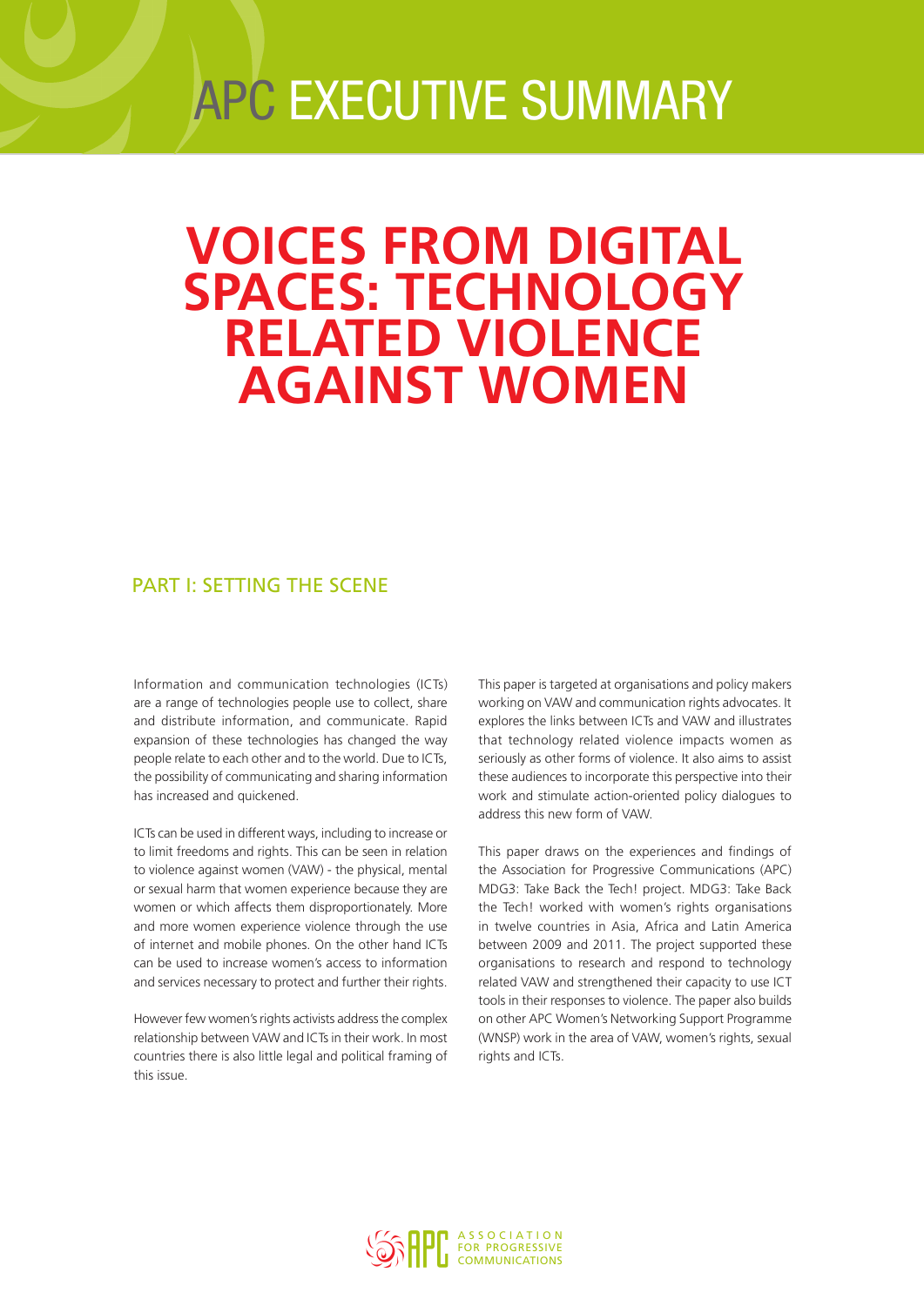# APC EXECUTIVE SUMMARY

# VOICES FROM DIGITAL SPACES: TECHNOLOGY RELATED VIOLENCE AGAINST WOMEN

## PART I: SETTING THE SCENE

Information and communication technologies (ICTs) are a range of technologies people use to collect, share and distribute information, and communicate. Rapid expansion of these technologies has changed the way people relate to each other and to the world. Due to ICTs, the possibility of communicating and sharing information has increased and quickened.

ICTs can be used in different ways, including to increase or to limit freedoms and rights. This can be seen in relation to violence against women (VAW) - the physical, mental or sexual harm that women experience because they are women or which affects them disproportionately. More and more women experience violence through the use of internet and mobile phones. On the other hand ICTs can be used to increase women's access to information and services necessary to protect and further their rights.

However few women's rights activists address the complex relationship between VAW and ICTs in their work. In most countries there is also little legal and political framing of this issue.

This paper is targeted at organisations and policy makers working on VAW and communication rights advocates. It explores the links between ICTs and VAW and illustrates that technology related violence impacts women as seriously as other forms of violence. It also aims to assist these audiences to incorporate this perspective into their work and stimulate action-oriented policy dialogues to address this new form of VAW.

This paper draws on the experiences and findings of the Association for Progressive Communications (APC) MDG3: Take Back the Tech! project. MDG3: Take Back the Tech! worked with women's rights organisations in twelve countries in Asia, Africa and Latin America between 2009 and 2011. The project supported these organisations to research and respond to technology related VAW and strengthened their capacity to use ICT tools in their responses to violence. The paper also builds on other APC Women's Networking Support Programme (WNSP) work in the area of VAW, women's rights, sexual rights and ICTs.

APC ASSOCIATION FOR PROGRESSIVE COMMUNICATIONS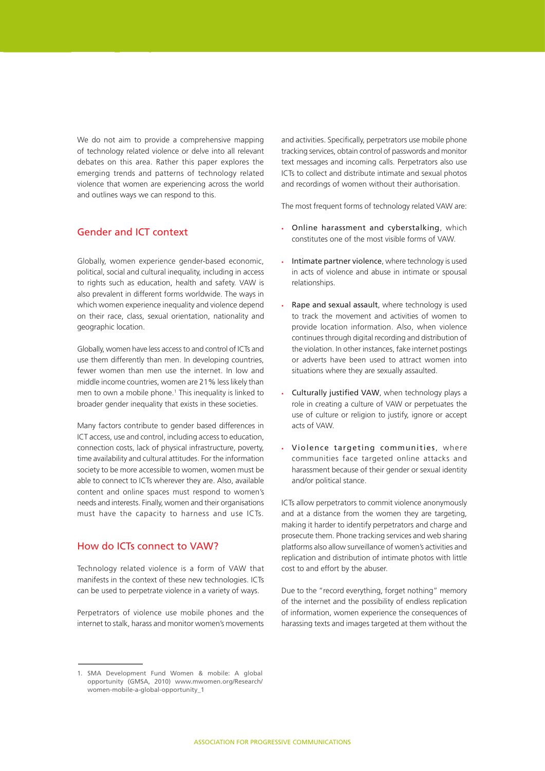We do not aim to provide a comprehensive mapping of technology related violence or delve into all relevant debates on this area. Rather this paper explores the emerging trends and patterns of technology related violence that women are experiencing across the world and outlines ways we can respond to this.

## Gender and ICT context

Globally, women experience gender-based economic, political, social and cultural inequality, including in access to rights such as education, health and safety. VAW is also prevalent in different forms worldwide. The ways in which women experience inequality and violence depend on their race, class, sexual orientation, nationality and geographic location.

Globally, women have less access to and control of ICTs and use them differently than men. In developing countries, fewer women than men use the internet. In low and middle income countries, women are 21% less likely than men to own a mobile phone.[1] This inequality is linked to broader gender inequality that exists in these societies.

Many factors contribute to gender based differences in ICT access, use and control, including access to education, connection costs, lack of physical infrastructure, poverty, time availability and cultural attitudes. For the information society to be more accessible to women, women must be able to connect to ICTs wherever they are. Also, available content and online spaces must respond to women's needs and interests. Finally, women and their organisations must have the capacity to harness and use ICTs.

## How do ICTs connect to VAW?

Technology related violence is a form of VAW that manifests in the context of these new technologies. ICTs can be used to perpetrate violence in a variety of ways.

Perpetrators of violence use mobile phones and the internet to stalk, harass and monitor women's movements and activities. Specifically, perpetrators use mobile phone tracking services, obtain control of passwords and monitor text messages and incoming calls. Perpetrators also use ICTs to collect and distribute intimate and sexual photos and recordings of women without their authorisation.

The most frequent forms of technology related VAW are:

- Online harassment and cyberstalking, which constitutes one of the most visible forms of VAW.
- Intimate partner violence, where technology is used in acts of violence and abuse in intimate or spousal relationships.
- Rape and sexual assault, where technology is used to track the movement and activities of women to provide location information. Also, when violence continues through digital recording and distribution of the violation. In other instances, fake internet postings or adverts have been used to attract women into situations where they are sexually assaulted.
- Culturally justified VAW, when technology plays a role in creating a culture of VAW or perpetuates the use of culture or religion to justify, ignore or accept acts of VAW.
- Violence targeting communities, where communities face targeted online attacks and harassment because of their gender or sexual identity and/or political stance.

ICTs allow perpetrators to commit violence anonymously and at a distance from the women they are targeting, making it harder to identify perpetrators and charge and prosecute them. Phone tracking services and web sharing platforms also allow surveillance of women's activities and replication and distribution of intimate photos with little cost to and effort by the abuser.

Due to the "record everything, forget nothing" memory of the internet and the possibility of endless replication of information, women experience the consequences of harassing texts and images targeted at them without the

1. SMA Development Fund Women & mobile: A global opportunity (GMSA, 2010) www.mwomen.org/Research/women-mobile-a-global-opportunity_1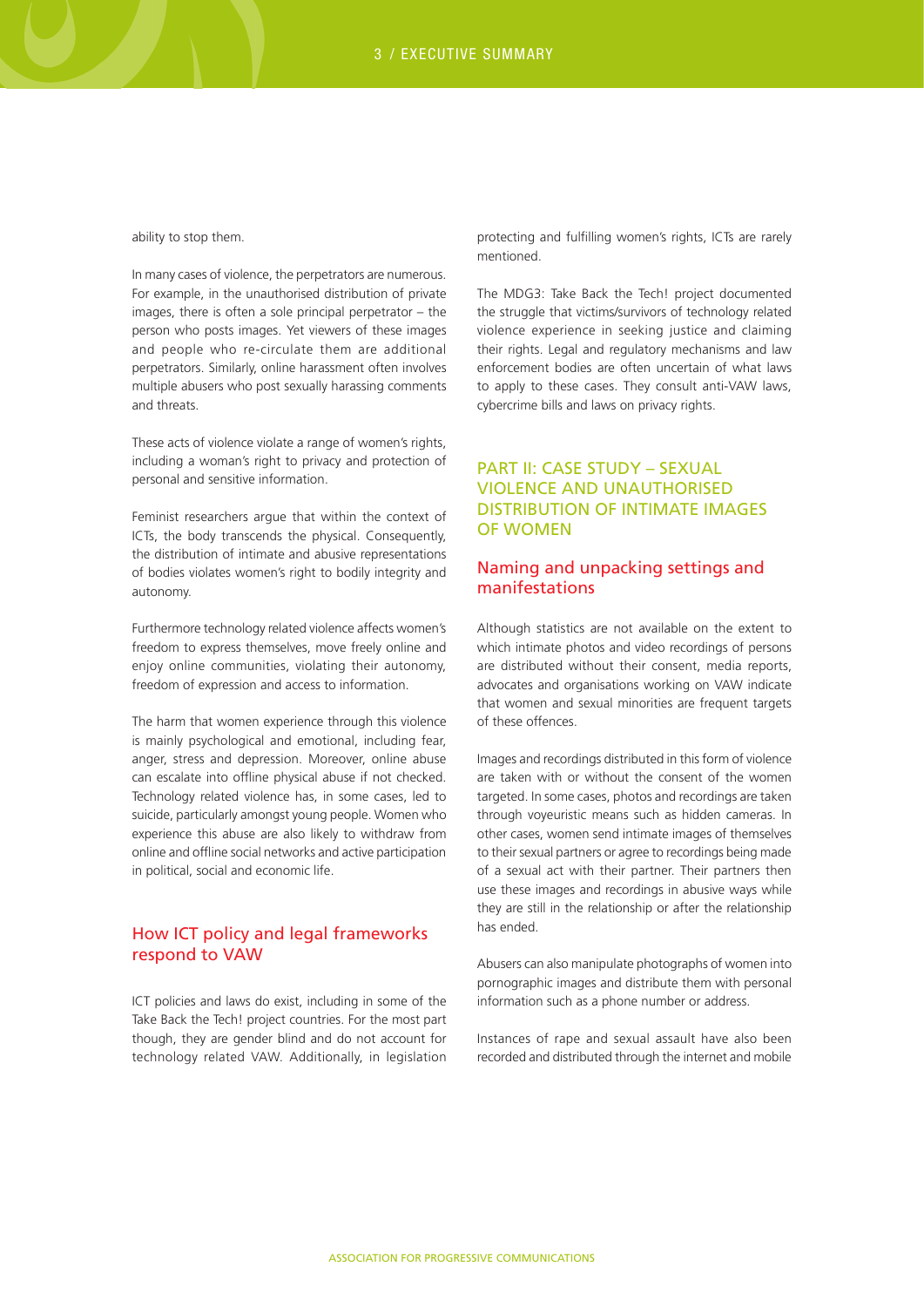ability to stop them.

In many cases of violence, the perpetrators are numerous. For example, in the unauthorised distribution of private images, there is often a sole principal perpetrator – the person who posts images. Yet viewers of these images and people who re-circulate them are additional perpetrators. Similarly, online harassment often involves multiple abusers who post sexually harassing comments and threats.

These acts of violence violate a range of women's rights, including a woman's right to privacy and protection of personal and sensitive information.

Feminist researchers argue that within the context of ICTs, the body transcends the physical. Consequently, the distribution of intimate and abusive representations of bodies violates women's right to bodily integrity and autonomy.

Furthermore technology related violence affects women's freedom to express themselves, move freely online and enjoy online communities, violating their autonomy, freedom of expression and access to information.

The harm that women experience through this violence is mainly psychological and emotional, including fear, anger, stress and depression. Moreover, online abuse can escalate into offline physical abuse if not checked. Technology related violence has, in some cases, led to suicide, particularly amongst young people. Women who experience this abuse are also likely to withdraw from online and offline social networks and active participation in political, social and economic life.

### How ICT policy and legal frameworks respond to VAW

ICT policies and laws do exist, including in some of the Take Back the Tech! project countries. For the most part though, they are gender blind and do not account for technology related VAW. Additionally, in legislation protecting and fulfilling women's rights, ICTs are rarely mentioned.

The MDG3: Take Back the Tech! project documented the struggle that victims/survivors of technology related violence experience in seeking justice and claiming their rights. Legal and regulatory mechanisms and law enforcement bodies are often uncertain of what laws to apply to these cases. They consult anti-VAW laws, cybercrime bills and laws on privacy rights.

## PART II: CASE STUDY – SEXUAL VIOLENCE AND UNAUTHORISED DISTRIBUTION OF INTIMATE IMAGES OF WOMEN

### Naming and unpacking settings and manifestations

Although statistics are not available on the extent to which intimate photos and video recordings of persons are distributed without their consent, media reports, advocates and organisations working on VAW indicate that women and sexual minorities are frequent targets of these offences.

Images and recordings distributed in this form of violence are taken with or without the consent of the women targeted. In some cases, photos and recordings are taken through voyeuristic means such as hidden cameras. In other cases, women send intimate images of themselves to their sexual partners or agree to recordings being made of a sexual act with their partner. Their partners then use these images and recordings in abusive ways while they are still in the relationship or after the relationship has ended.

Abusers can also manipulate photographs of women into pornographic images and distribute them with personal information such as a phone number or address.

Instances of rape and sexual assault have also been recorded and distributed through the internet and mobile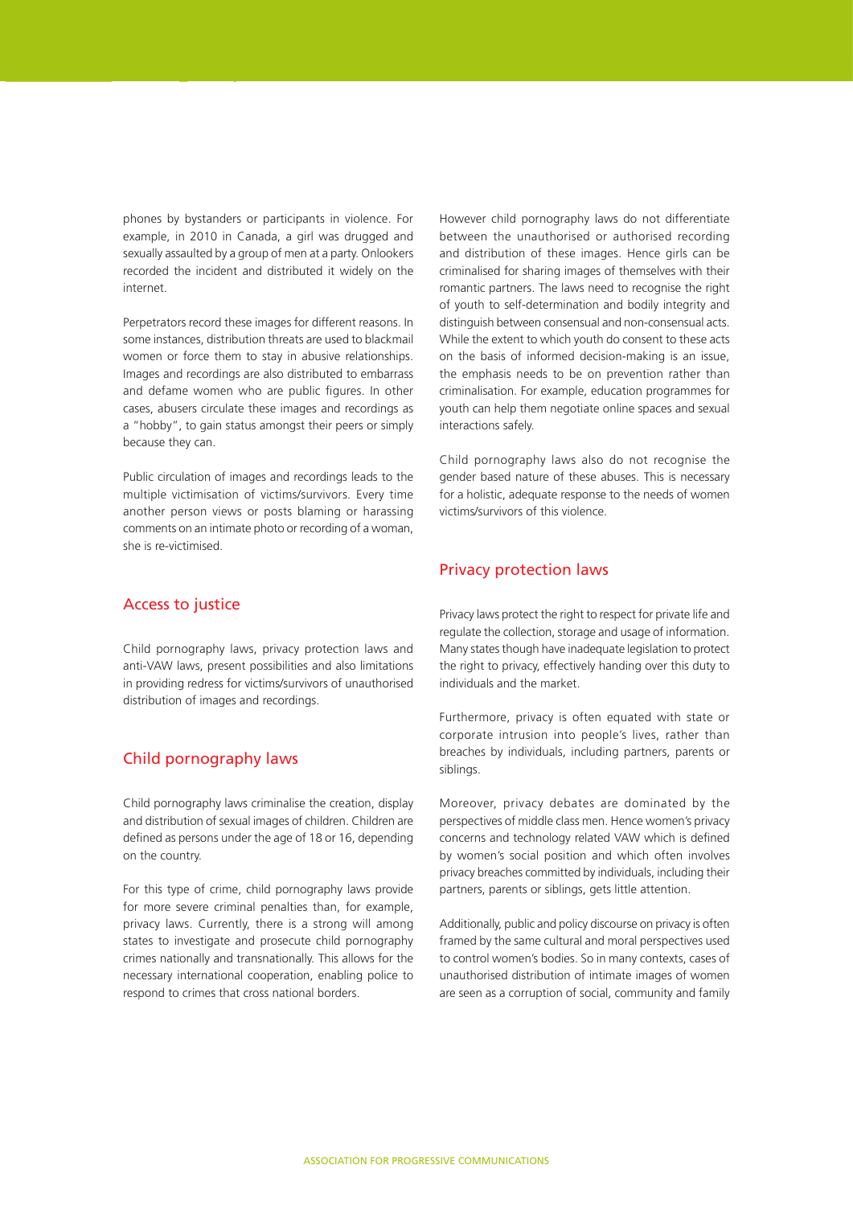phones by bystanders or participants in violence. For example, in 2010 in Canada, a girl was drugged and sexually assaulted by a group of men at a party. Onlookers recorded the incident and distributed it widely on the internet.

Perpetrators record these images for different reasons. In some instances, distribution threats are used to blackmail women or force them to stay in abusive relationships. Images and recordings are also distributed to embarrass and defame women who are public figures. In other cases, abusers circulate these images and recordings as a "hobby", to gain status amongst their peers or simply because they can.

Public circulation of images and recordings leads to the multiple victimisation of victims/survivors. Every time another person views or posts blaming or harassing comments on an intimate photo or recording of a woman, she is re-victimised.

## Access to justice

Child pornography laws, privacy protection laws and anti-VAW laws, present possibilities and also limitations in providing redress for victims/survivors of unauthorised distribution of images and recordings.

## Child pornography laws

Child pornography laws criminalise the creation, display and distribution of sexual images of children. Children are defined as persons under the age of 18 or 16, depending on the country.

For this type of crime, child pornography laws provide for more severe criminal penalties than, for example, privacy laws. Currently, there is a strong will among states to investigate and prosecute child pornography crimes nationally and transnationally. This allows for the necessary international cooperation, enabling police to respond to crimes that cross national borders.

However child pornography laws do not differentiate between the unauthorised or authorised recording and distribution of these images. Hence girls can be criminalised for sharing images of themselves with their romantic partners. The laws need to recognise the right of youth to self-determination and bodily integrity and distinguish between consensual and non-consensual acts. While the extent to which youth do consent to these acts on the basis of informed decision-making is an issue, the emphasis needs to be on prevention rather than criminalisation. For example, education programmes for youth can help them negotiate online spaces and sexual interactions safely.

Child pornography laws also do not recognise the gender based nature of these abuses. This is necessary for a holistic, adequate response to the needs of women victims/survivors of this violence.

## Privacy protection laws

Privacy laws protect the right to respect for private life and regulate the collection, storage and usage of information. Many states though have inadequate legislation to protect the right to privacy, effectively handing over this duty to individuals and the market.

Furthermore, privacy is often equated with state or corporate intrusion into people's lives, rather than breaches by individuals, including partners, parents or siblings.

Moreover, privacy debates are dominated by the perspectives of middle class men. Hence women's privacy concerns and technology related VAW which is defined by women's social position and which often involves privacy breaches committed by individuals, including their partners, parents or siblings, gets little attention.

Additionally, public and policy discourse on privacy is often framed by the same cultural and moral perspectives used to control women's bodies. So in many contexts, cases of unauthorised distribution of intimate images of women are seen as a corruption of social, community and family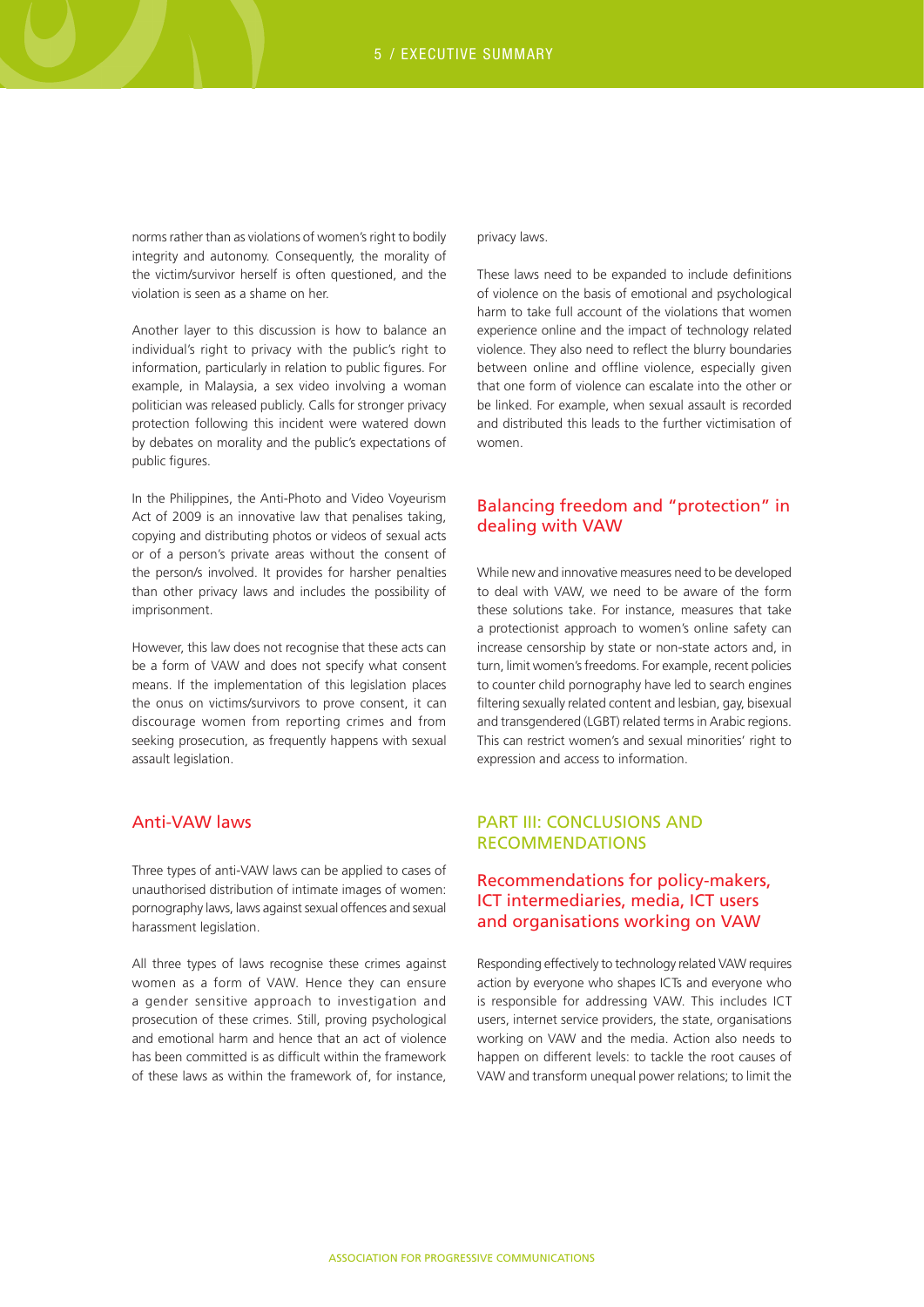norms rather than as violations of women's right to bodily integrity and autonomy. Consequently, the morality of the victim/survivor herself is often questioned, and the violation is seen as a shame on her.

Another layer to this discussion is how to balance an individual's right to privacy with the public's right to information, particularly in relation to public figures. For example, in Malaysia, a sex video involving a woman politician was released publicly. Calls for stronger privacy protection following this incident were watered down by debates on morality and the public's expectations of public figures.

In the Philippines, the Anti-Photo and Video Voyeurism Act of 2009 is an innovative law that penalises taking, copying and distributing photos or videos of sexual acts or of a person's private areas without the consent of the person/s involved. It provides for harsher penalties than other privacy laws and includes the possibility of imprisonment.

However, this law does not recognise that these acts can be a form of VAW and does not specify what consent means. If the implementation of this legislation places the onus on victims/survivors to prove consent, it can discourage women from reporting crimes and from seeking prosecution, as frequently happens with sexual assault legislation.

### Anti-VAW laws

Three types of anti-VAW laws can be applied to cases of unauthorised distribution of intimate images of women: pornography laws, laws against sexual offences and sexual harassment legislation.

All three types of laws recognise these crimes against women as a form of VAW. Hence they can ensure a gender sensitive approach to investigation and prosecution of these crimes. Still, proving psychological and emotional harm and hence that an act of violence has been committed is as difficult within the framework of these laws as within the framework of, for instance, privacy laws.

These laws need to be expanded to include definitions of violence on the basis of emotional and psychological harm to take full account of the violations that women experience online and the impact of technology related violence. They also need to reflect the blurry boundaries between online and offline violence, especially given that one form of violence can escalate into the other or be linked. For example, when sexual assault is recorded and distributed this leads to the further victimisation of women.

### Balancing freedom and "protection" in dealing with VAW

While new and innovative measures need to be developed to deal with VAW, we need to be aware of the form these solutions take. For instance, measures that take a protectionist approach to women's online safety can increase censorship by state or non-state actors and, in turn, limit women's freedoms. For example, recent policies to counter child pornography have led to search engines filtering sexually related content and lesbian, gay, bisexual and transgendered (LGBT) related terms in Arabic regions. This can restrict women's and sexual minorities' right to expression and access to information.

## PART III: CONCLUSIONS AND RECOMMENDATIONS

### Recommendations for policy-makers, ICT intermediaries, media, ICT users and organisations working on VAW

Responding effectively to technology related VAW requires action by everyone who shapes ICTs and everyone who is responsible for addressing VAW. This includes ICT users, internet service providers, the state, organisations working on VAW and the media. Action also needs to happen on different levels: to tackle the root causes of VAW and transform unequal power relations; to limit the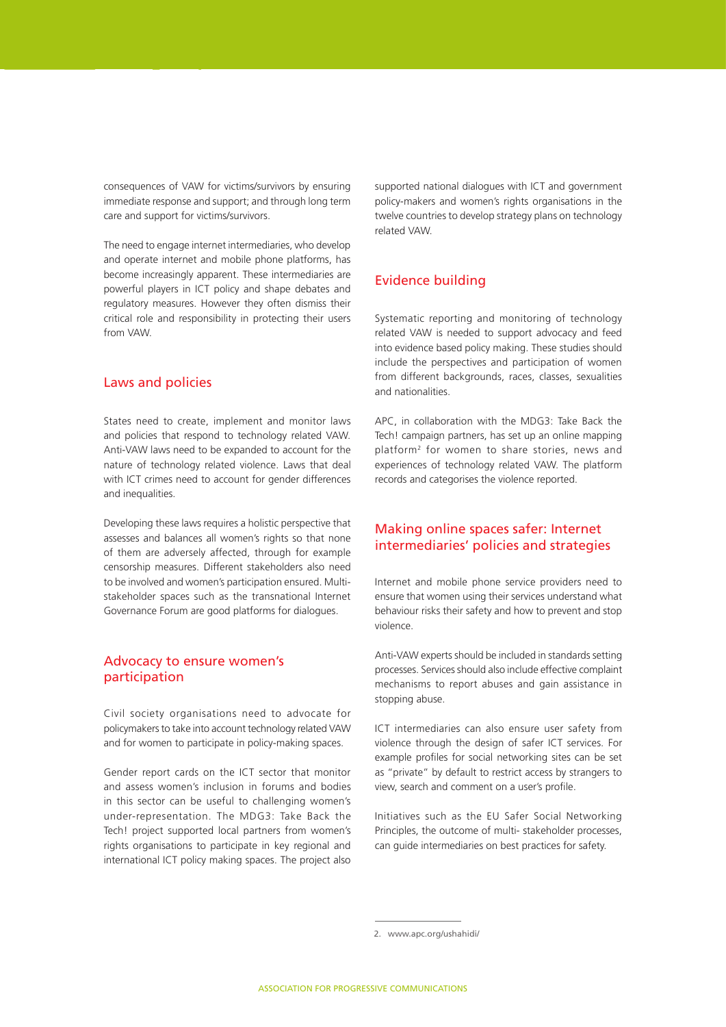consequences of VAW for victims/survivors by ensuring immediate response and support; and through long term care and support for victims/survivors.

The need to engage internet intermediaries, who develop and operate internet and mobile phone platforms, has become increasingly apparent. These intermediaries are powerful players in ICT policy and shape debates and regulatory measures. However they often dismiss their critical role and responsibility in protecting their users from VAW.

## Laws and policies

States need to create, implement and monitor laws and policies that respond to technology related VAW. Anti-VAW laws need to be expanded to account for the nature of technology related violence. Laws that deal with ICT crimes need to account for gender differences and inequalities.

Developing these laws requires a holistic perspective that assesses and balances all women's rights so that none of them are adversely affected, through for example censorship measures. Different stakeholders also need to be involved and women's participation ensured. Multi-stakeholder spaces such as the transnational Internet Governance Forum are good platforms for dialogues.

## Advocacy to ensure women's participation

Civil society organisations need to advocate for policymakers to take into account technology related VAW and for women to participate in policy-making spaces.

Gender report cards on the ICT sector that monitor and assess women's inclusion in forums and bodies in this sector can be useful to challenging women's under-representation. The MDG3: Take Back the Tech! project supported local partners from women's rights organisations to participate in key regional and international ICT policy making spaces. The project also supported national dialogues with ICT and government policy-makers and women's rights organisations in the twelve countries to develop strategy plans on technology related VAW.

## Evidence building

Systematic reporting and monitoring of technology related VAW is needed to support advocacy and feed into evidence based policy making. These studies should include the perspectives and participation of women from different backgrounds, races, classes, sexualities and nationalities.

APC, in collaboration with the MDG3: Take Back the Tech! campaign partners, has set up an online mapping platform[2] for women to share stories, news and experiences of technology related VAW. The platform records and categorises the violence reported.

## Making online spaces safer: Internet intermediaries' policies and strategies

Internet and mobile phone service providers need to ensure that women using their services understand what behaviour risks their safety and how to prevent and stop violence.

Anti-VAW experts should be included in standards setting processes. Services should also include effective complaint mechanisms to report abuses and gain assistance in stopping abuse.

ICT intermediaries can also ensure user safety from violence through the design of safer ICT services. For example profiles for social networking sites can be set as "private" by default to restrict access by strangers to view, search and comment on a user's profile.

Initiatives such as the EU Safer Social Networking Principles, the outcome of multi- stakeholder processes, can guide intermediaries on best practices for safety.

---

2. www.apc.org/ushahidi/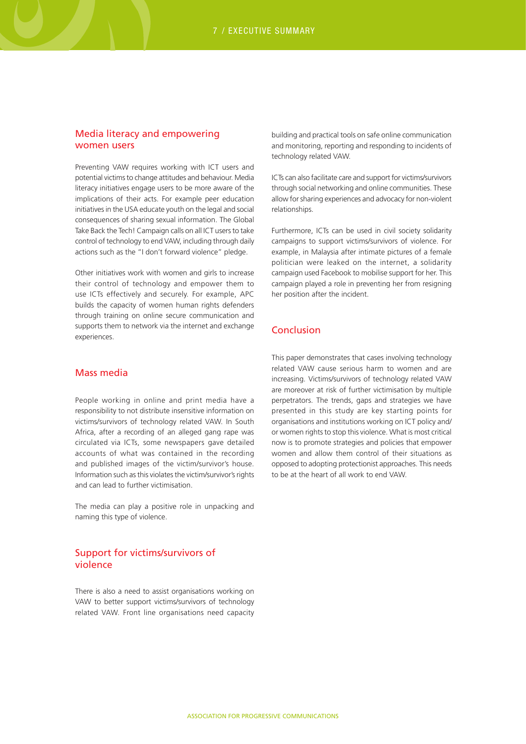## Media literacy and empowering women users

Preventing VAW requires working with ICT users and potential victims to change attitudes and behaviour. Media literacy initiatives engage users to be more aware of the implications of their acts. For example peer education initiatives in the USA educate youth on the legal and social consequences of sharing sexual information. The Global Take Back the Tech! Campaign calls on all ICT users to take control of technology to end VAW, including through daily actions such as the "I don't forward violence" pledge.

Other initiatives work with women and girls to increase their control of technology and empower them to use ICTs effectively and securely. For example, APC builds the capacity of women human rights defenders through training on online secure communication and supports them to network via the internet and exchange experiences.

## Mass media

People working in online and print media have a responsibility to not distribute insensitive information on victims/survivors of technology related VAW. In South Africa, after a recording of an alleged gang rape was circulated via ICTs, some newspapers gave detailed accounts of what was contained in the recording and published images of the victim/survivor's house. Information such as this violates the victim/survivor's rights and can lead to further victimisation.

The media can play a positive role in unpacking and naming this type of violence.

## Support for victims/survivors of violence

There is also a need to assist organisations working on VAW to better support victims/survivors of technology related VAW. Front line organisations need capacity building and practical tools on safe online communication and monitoring, reporting and responding to incidents of technology related VAW.

ICTs can also facilitate care and support for victims/survivors through social networking and online communities. These allow for sharing experiences and advocacy for non-violent relationships.

Furthermore, ICTs can be used in civil society solidarity campaigns to support victims/survivors of violence. For example, in Malaysia after intimate pictures of a female politician were leaked on the internet, a solidarity campaign used Facebook to mobilise support for her. This campaign played a role in preventing her from resigning her position after the incident.

## Conclusion

This paper demonstrates that cases involving technology related VAW cause serious harm to women and are increasing. Victims/survivors of technology related VAW are moreover at risk of further victimisation by multiple perpetrators. The trends, gaps and strategies we have presented in this study are key starting points for organisations and institutions working on ICT policy and/or women rights to stop this violence. What is most critical now is to promote strategies and policies that empower women and allow them control of their situations as opposed to adopting protectionist approaches. This needs to be at the heart of all work to end VAW.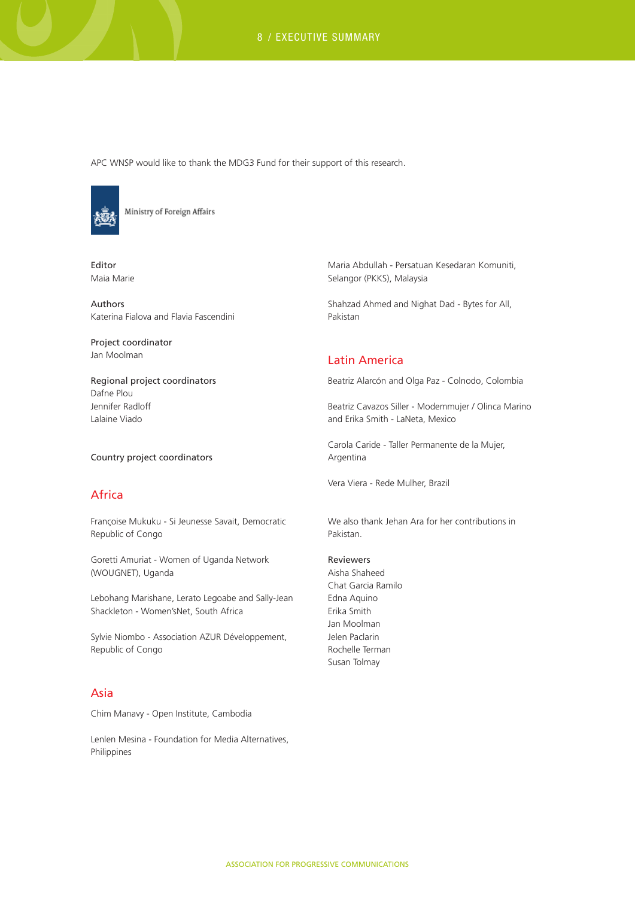APC WNSP would like to thank the MDG3 Fund for their support of this research.

Ministry of Foreign Affairs

Editor
Maia Marie

Authors
Katerina Fialova and Flavia Fascendini

Project coordinator
Jan Moolman

Regional project coordinators
Dafne Plou
Jennifer Radloff
Lalaine Viado

Country project coordinators

## Africa

Françoise Mukuku - Si Jeunesse Savait, Democratic Republic of Congo

Goretti Amuriat - Women of Uganda Network (WOUGNET), Uganda

Lebohang Marishane, Lerato Legoabe and Sally-Jean Shackleton - Women'sNet, South Africa

Sylvie Niombo - Association AZUR Développement, Republic of Congo

## Asia

Chim Manavy - Open Institute, Cambodia

Lenlen Mesina - Foundation for Media Alternatives, Philippines

Maria Abdullah - Persatuan Kesedaran Komuniti, Selangor (PKKS), Malaysia

Shahzad Ahmed and Nighat Dad - Bytes for All, Pakistan

## Latin America

Beatriz Alarcón and Olga Paz - Colnodo, Colombia

Beatriz Cavazos Siller - Modemmujer / Olinca Marino and Erika Smith - LaNeta, Mexico

Carola Caride - Taller Permanente de la Mujer, Argentina

Vera Viera - Rede Mulher, Brazil

We also thank Jehan Ara for her contributions in Pakistan.

Reviewers
Aisha Shaheed
Chat Garcia Ramilo
Edna Aquino
Erika Smith
Jan Moolman
Jelen Paclarin
Rochelle Terman
Susan Tolmay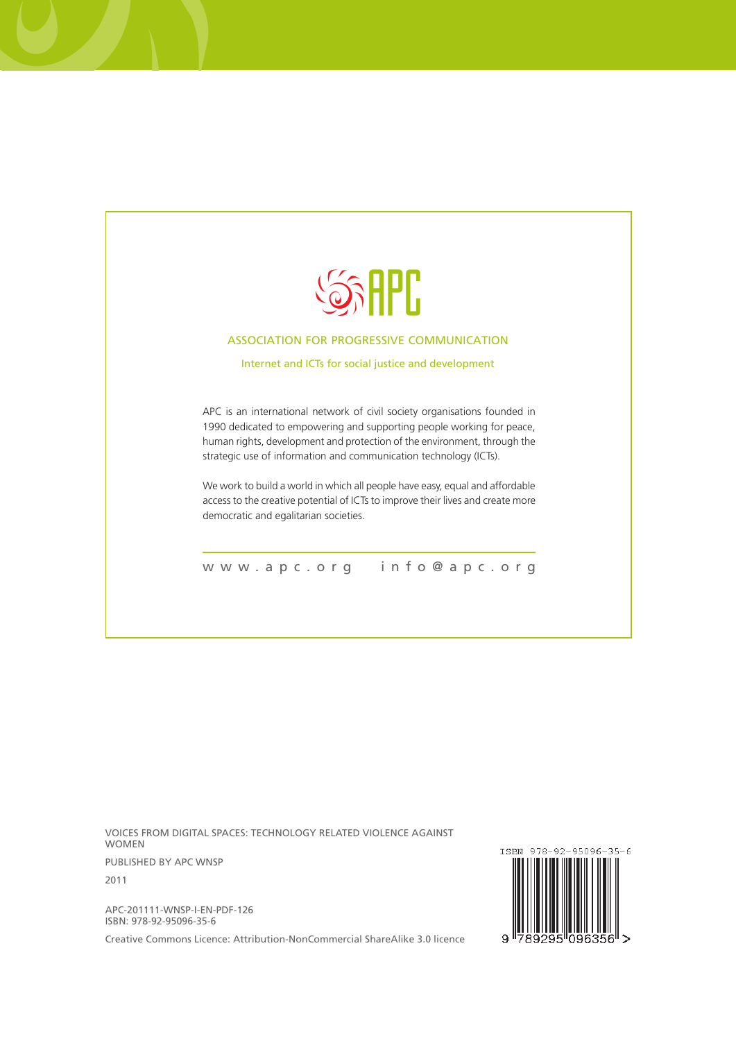APC

ASSOCIATION FOR PROGRESSIVE COMMUNICATION

Internet and ICTs for social justice and development

APC is an international network of civil society organisations founded in 1990 dedicated to empowering and supporting people working for peace, human rights, development and protection of the environment, through the strategic use of information and communication technology (ICTs).

We work to build a world in which all people have easy, equal and affordable access to the creative potential of ICTs to improve their lives and create more democratic and egalitarian societies.

www.apc.org   info@apc.org

VOICES FROM DIGITAL SPACES: TECHNOLOGY RELATED VIOLENCE AGAINST WOMEN

PUBLISHED BY APC WNSP

2011

APC-201111-WNSP-I-EN-PDF-126
ISBN: 978-92-95096-35-6

Creative Commons Licence: Attribution-NonCommercial ShareAlike 3.0 licence

ISBN 978-92-95096-35-6

9 789295 096356